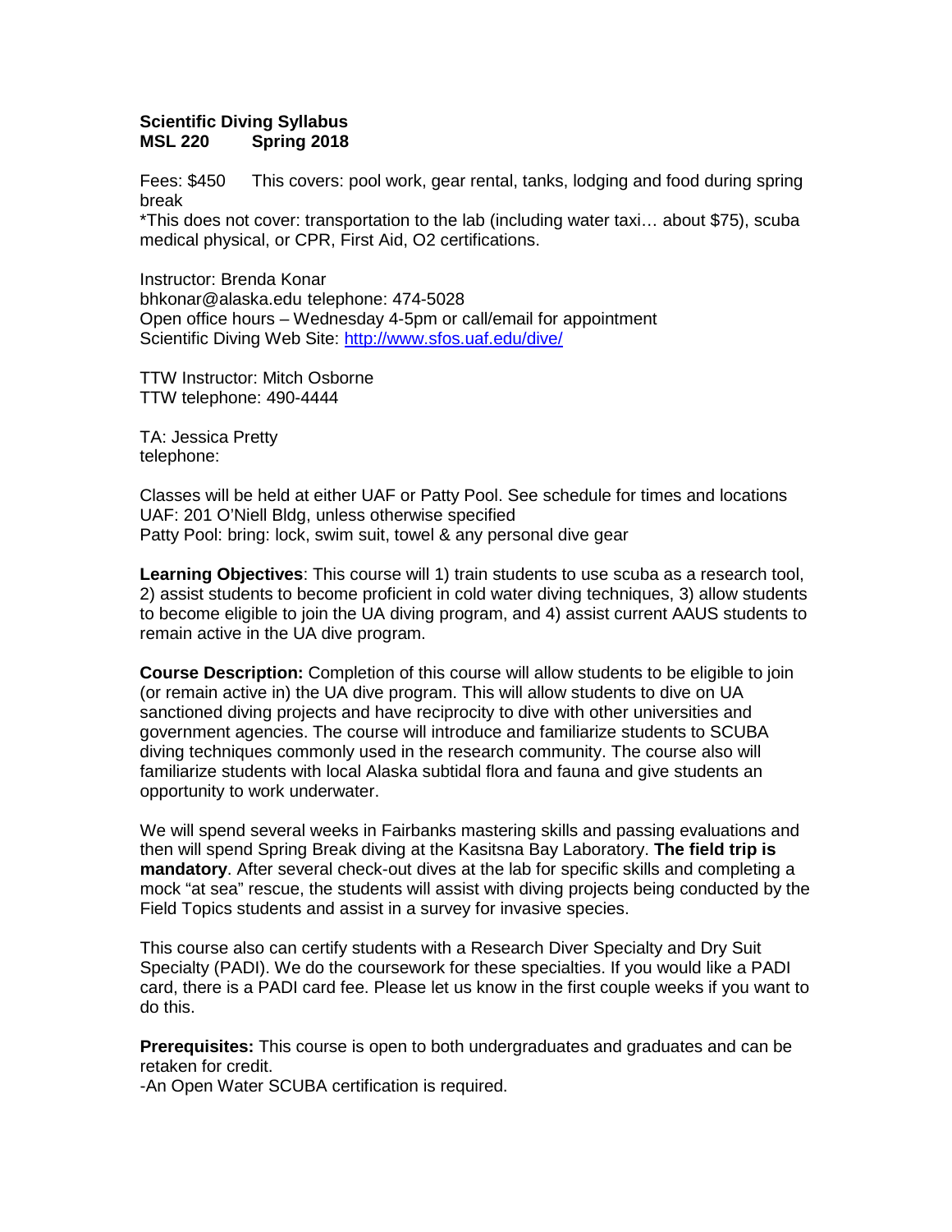**Scientific Diving Syllabus**
**MSL 220 Spring 2018**

Fees: $450 This covers: pool work, gear rental, tanks, lodging and food during spring break
*This does not cover: transportation to the lab (including water taxi… about $75), scuba medical physical, or CPR, First Aid, O2 certifications.

Instructor: Brenda Konar
bhkonar@alaska.edu telephone: 474-5028
Open office hours – Wednesday 4-5pm or call/email for appointment
Scientific Diving Web Site: [http://www.sfos.uaf.edu/dive/](http://www.sfos.uaf.edu/dive/)

TTW Instructor: Mitch Osborne
TTW telephone: 490-4444

TA: Jessica Pretty
telephone:

Classes will be held at either UAF or Patty Pool. See schedule for times and locations
UAF: 201 O'Niell Bldg, unless otherwise specified
Patty Pool: bring: lock, swim suit, towel & any personal dive gear

**Learning Objectives**: This course will 1) train students to use scuba as a research tool, 2) assist students to become proficient in cold water diving techniques, 3) allow students to become eligible to join the UA diving program, and 4) assist current AAUS students to remain active in the UA dive program.

**Course Description:** Completion of this course will allow students to be eligible to join (or remain active in) the UA dive program. This will allow students to dive on UA sanctioned diving projects and have reciprocity to dive with other universities and government agencies. The course will introduce and familiarize students to SCUBA diving techniques commonly used in the research community. The course also will familiarize students with local Alaska subtidal flora and fauna and give students an opportunity to work underwater.

We will spend several weeks in Fairbanks mastering skills and passing evaluations and then will spend Spring Break diving at the Kasitsna Bay Laboratory. **The field trip is mandatory**. After several check-out dives at the lab for specific skills and completing a mock "at sea" rescue, the students will assist with diving projects being conducted by the Field Topics students and assist in a survey for invasive species.

This course also can certify students with a Research Diver Specialty and Dry Suit Specialty (PADI). We do the coursework for these specialties. If you would like a PADI card, there is a PADI card fee. Please let us know in the first couple weeks if you want to do this.

**Prerequisites:** This course is open to both undergraduates and graduates and can be retaken for credit.
-An Open Water SCUBA certification is required.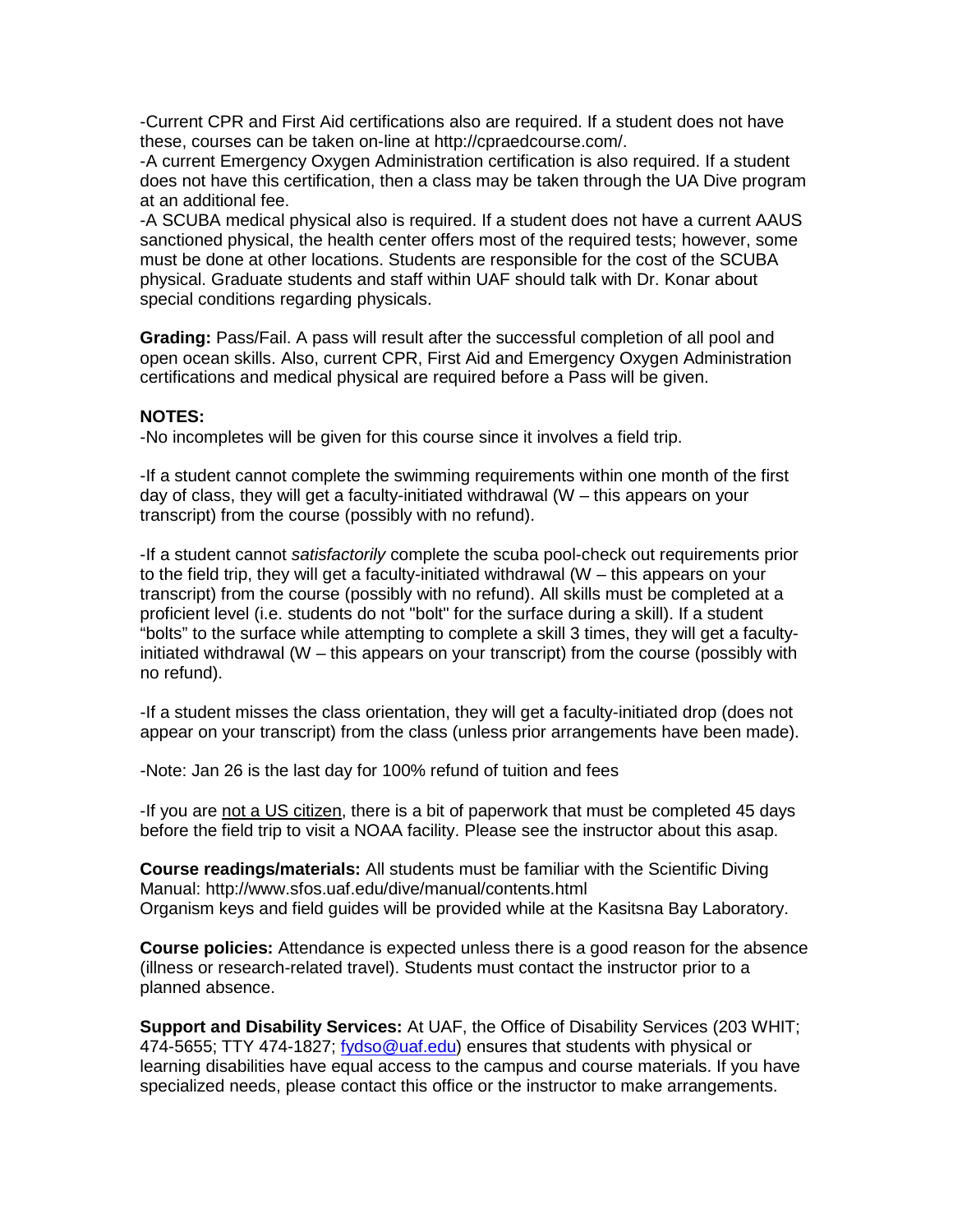-Current CPR and First Aid certifications also are required. If a student does not have these, courses can be taken on-line at http://cpraedcourse.com/.
-A current Emergency Oxygen Administration certification is also required. If a student does not have this certification, then a class may be taken through the UA Dive program at an additional fee.
-A SCUBA medical physical also is required. If a student does not have a current AAUS sanctioned physical, the health center offers most of the required tests; however, some must be done at other locations. Students are responsible for the cost of the SCUBA physical. Graduate students and staff within UAF should talk with Dr. Konar about special conditions regarding physicals.

**Grading:** Pass/Fail. A pass will result after the successful completion of all pool and open ocean skills. Also, current CPR, First Aid and Emergency Oxygen Administration certifications and medical physical are required before a Pass will be given.

**NOTES:**
-No incompletes will be given for this course since it involves a field trip.

-If a student cannot complete the swimming requirements within one month of the first day of class, they will get a faculty-initiated withdrawal (W – this appears on your transcript) from the course (possibly with no refund).

-If a student cannot *satisfactorily* complete the scuba pool-check out requirements prior to the field trip, they will get a faculty-initiated withdrawal (W – this appears on your transcript) from the course (possibly with no refund). All skills must be completed at a proficient level (i.e. students do not "bolt" for the surface during a skill). If a student "bolts" to the surface while attempting to complete a skill 3 times, they will get a faculty-initiated withdrawal (W – this appears on your transcript) from the course (possibly with no refund).

-If a student misses the class orientation, they will get a faculty-initiated drop (does not appear on your transcript) from the class (unless prior arrangements have been made).

-Note: Jan 26 is the last day for 100% refund of tuition and fees

-If you are not a US citizen, there is a bit of paperwork that must be completed 45 days before the field trip to visit a NOAA facility. Please see the instructor about this asap.

**Course readings/materials:** All students must be familiar with the Scientific Diving Manual: http://www.sfos.uaf.edu/dive/manual/contents.html
Organism keys and field guides will be provided while at the Kasitsna Bay Laboratory.

**Course policies:** Attendance is expected unless there is a good reason for the absence (illness or research-related travel). Students must contact the instructor prior to a planned absence.

**Support and Disability Services:** At UAF, the Office of Disability Services (203 WHIT; 474-5655; TTY 474-1827; fydso@uaf.edu) ensures that students with physical or learning disabilities have equal access to the campus and course materials. If you have specialized needs, please contact this office or the instructor to make arrangements.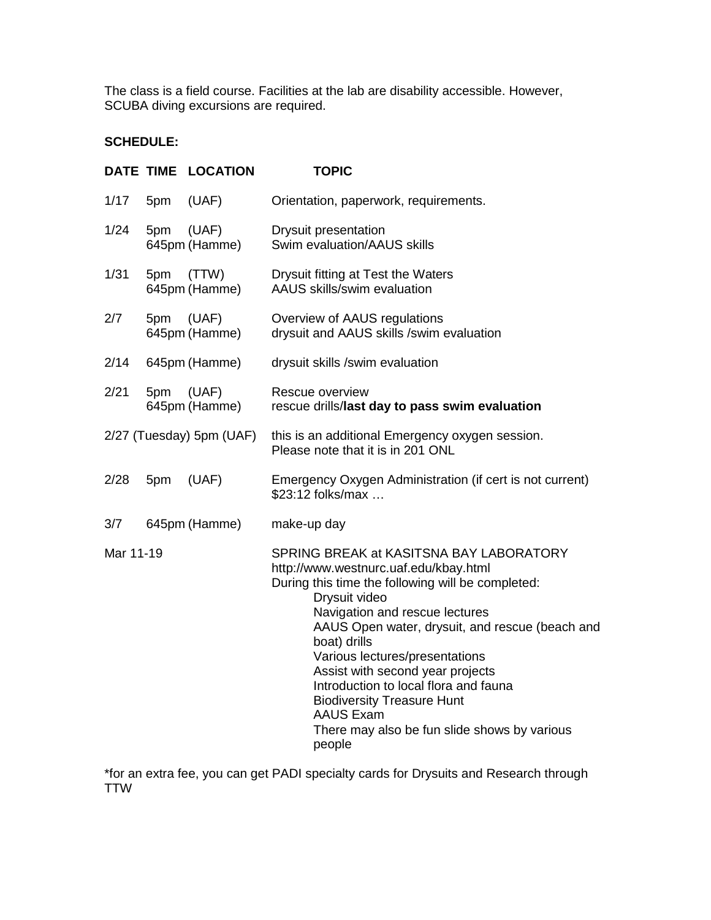The class is a field course. Facilities at the lab are disability accessible. However, SCUBA diving excursions are required.

**SCHEDULE:**

| DATE | TIME | LOCATION | TOPIC |
|---|---|---|---|
| 1/17 | 5pm | (UAF) | Orientation, paperwork, requirements. |
| 1/24 | 5pm<br>645pm | (UAF)<br>(Hamme) | Drysuit presentation<br>Swim evaluation/AAUS skills |
| 1/31 | 5pm<br>645pm | (TTW)<br>(Hamme) | Drysuit fitting at Test the Waters<br>AAUS skills/swim evaluation |
| 2/7 | 5pm<br>645pm | (UAF)<br>(Hamme) | Overview of AAUS regulations<br>drysuit and AAUS skills /swim evaluation |
| 2/14 | 645pm | (Hamme) | drysuit skills /swim evaluation |
| 2/21 | 5pm<br>645pm | (UAF)<br>(Hamme) | Rescue overview<br>rescue drills/**last day to pass swim evaluation** |
| 2/27 (Tuesday) | 5pm | (UAF) | this is an additional Emergency oxygen session. Please note that it is in 201 ONL |
| 2/28 | 5pm | (UAF) | Emergency Oxygen Administration (if cert is not current) $23:12 folks/max … |
| 3/7 | 645pm | (Hamme) | make-up day |
| Mar 11-19 | | | SPRING BREAK at KASITSNA BAY LABORATORY<br>http://www.westnurc.uaf.edu/kbay.html<br>During this time the following will be completed:<br>Drysuit video<br>Navigation and rescue lectures<br>AAUS Open water, drysuit, and rescue (beach and boat) drills<br>Various lectures/presentations<br>Assist with second year projects<br>Introduction to local flora and fauna<br>Biodiversity Treasure Hunt<br>AAUS Exam<br>There may also be fun slide shows by various people |

*for an extra fee, you can get PADI specialty cards for Drysuits and Research through TTW